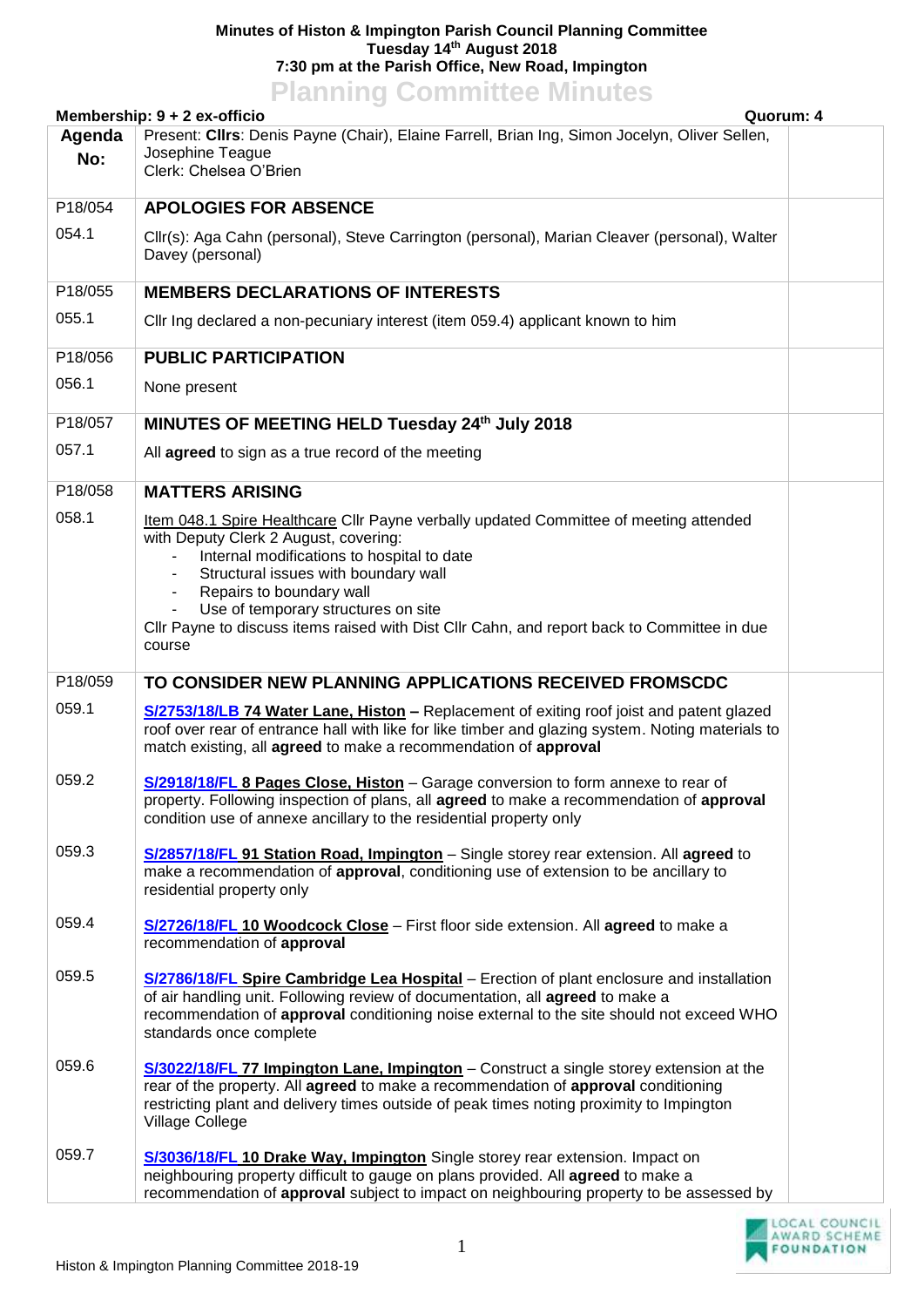**Minutes of Histon & Impington Parish Council Planning Committee**
**Tuesday 14th August 2018**
**7:30 pm at the Parish Office, New Road, Impington**

# Planning Committee Minutes

**Membership: 9 + 2 ex-officio** **Quorum: 4**

| Agenda No: | Present: **Cllrs**: Denis Payne (Chair), Elaine Farrell, Brian Ing, Simon Jocelyn, Oliver Sellen, Josephine Teague<br>Clerk: Chelsea O'Brien | |
|---|---|---|
| P18/054 | **APOLOGIES FOR ABSENCE** | |
| 054.1 | Cllr(s): Aga Cahn (personal), Steve Carrington (personal), Marian Cleaver (personal), Walter Davey (personal) | |
| P18/055 | **MEMBERS DECLARATIONS OF INTERESTS** | |
| 055.1 | Cllr Ing declared a non-pecuniary interest (item 059.4) applicant known to him | |
| P18/056 | **PUBLIC PARTICIPATION** | |
| 056.1 | None present | |
| P18/057 | **MINUTES OF MEETING HELD Tuesday 24th July 2018** | |
| 057.1 | All **agreed** to sign as a true record of the meeting | |
| P18/058 | **MATTERS ARISING** | |
| 058.1 | Item 048.1 Spire Healthcare Cllr Payne verbally updated Committee of meeting attended with Deputy Clerk 2 August, covering:<br>- Internal modifications to hospital to date<br>- Structural issues with boundary wall<br>- Repairs to boundary wall<br>- Use of temporary structures on site<br>Cllr Payne to discuss items raised with Dist Cllr Cahn, and report back to Committee in due course | |
| P18/059 | **TO CONSIDER NEW PLANNING APPLICATIONS RECEIVED FROMSCDC** | |
| 059.1 | **S/2753/18/LB 74 Water Lane, Histon –** Replacement of exiting roof joist and patent glazed roof over rear of entrance hall with like for like timber and glazing system. Noting materials to match existing, all **agreed** to make a recommendation of **approval** | |
| 059.2 | **S/2918/18/FL 8 Pages Close, Histon** – Garage conversion to form annexe to rear of property. Following inspection of plans, all **agreed** to make a recommendation of **approval** condition use of annexe ancillary to the residential property only | |
| 059.3 | **S/2857/18/FL 91 Station Road, Impington** – Single storey rear extension. All **agreed** to make a recommendation of **approval**, conditioning use of extension to be ancillary to residential property only | |
| 059.4 | **S/2726/18/FL 10 Woodcock Close** – First floor side extension. All **agreed** to make a recommendation of **approval** | |
| 059.5 | **S/2786/18/FL Spire Cambridge Lea Hospital** – Erection of plant enclosure and installation of air handling unit. Following review of documentation, all **agreed** to make a recommendation of **approval** conditioning noise external to the site should not exceed WHO standards once complete | |
| 059.6 | **S/3022/18/FL 77 Impington Lane, Impington** – Construct a single storey extension at the rear of the property. All **agreed** to make a recommendation of **approval** conditioning restricting plant and delivery times outside of peak times noting proximity to Impington Village College | |
| 059.7 | **S/3036/18/FL 10 Drake Way, Impington** Single storey rear extension. Impact on neighbouring property difficult to gauge on plans provided. All **agreed** to make a recommendation of **approval** subject to impact on neighbouring property to be assessed by | |

Histon & Impington Planning Committee 2018-19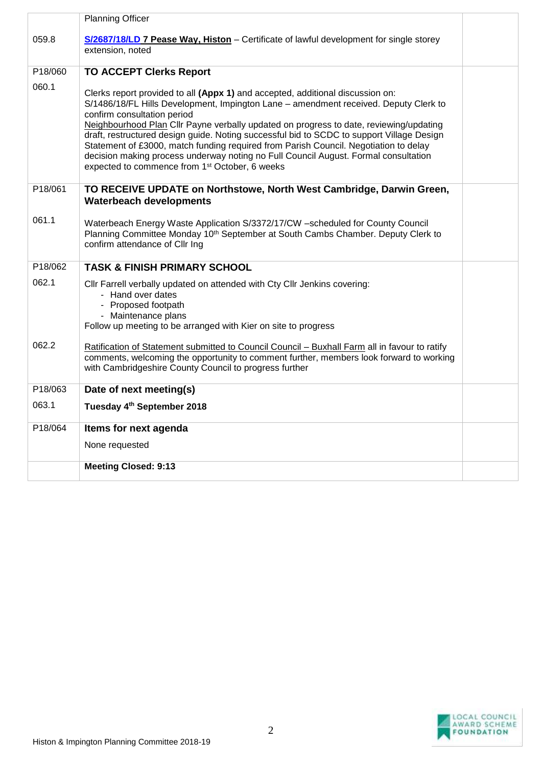| | | |
|---|---|---|
| | Planning Officer | |
| 059.8 | **S/2687/18/LD 7 Pease Way, Histon** – Certificate of lawful development for single storey extension, noted | |
| P18/060 | **TO ACCEPT Clerks Report** | |
| 060.1 | Clerks report provided to all **(Appx 1)** and accepted, additional discussion on:<br>S/1486/18/FL Hills Development, Impington Lane – amendment received. Deputy Clerk to confirm consultation period<br>Neighbourhood Plan Cllr Payne verbally updated on progress to date, reviewing/updating draft, restructured design guide. Noting successful bid to SCDC to support Village Design Statement of £3000, match funding required from Parish Council. Negotiation to delay decision making process underway noting no Full Council August. Formal consultation expected to commence from 1st October, 6 weeks | |
| P18/061 | **TO RECEIVE UPDATE on Northstowe, North West Cambridge, Darwin Green, Waterbeach developments** | |
| 061.1 | Waterbeach Energy Waste Application S/3372/17/CW –scheduled for County Council Planning Committee Monday 10th September at South Cambs Chamber. Deputy Clerk to confirm attendance of Cllr Ing | |
| P18/062 | **TASK & FINISH PRIMARY SCHOOL** | |
| 062.1 | Cllr Farrell verbally updated on attended with Cty Cllr Jenkins covering:<br>- Hand over dates<br>- Proposed footpath<br>- Maintenance plans<br>Follow up meeting to be arranged with Kier on site to progress | |
| 062.2 | Ratification of Statement submitted to Council Council – Buxhall Farm all in favour to ratify comments, welcoming the opportunity to comment further, members look forward to working with Cambridgeshire County Council to progress further | |
| P18/063 | **Date of next meeting(s)** | |
| 063.1 | **Tuesday 4th September 2018** | |
| P18/064 | **Items for next agenda**<br>None requested | |
| | **Meeting Closed: 9:13** | |